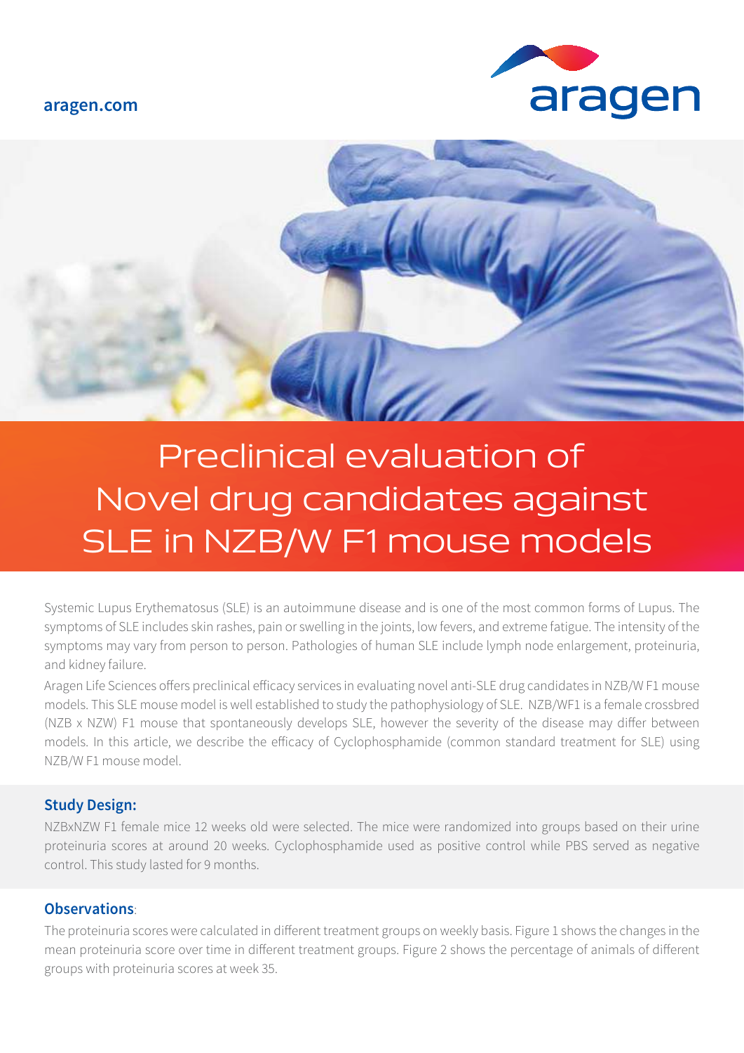aragen.com

# Preclinical evaluation of Novel drug candidates against SLE in NZB/W F1 mouse models

Systemic Lupus Erythematosus (SLE) is an autoimmune disease and is one of the most common forms of Lupus. The symptoms of SLE includes skin rashes, pain or swelling in the joints, low fevers, and extreme fatigue. The intensity of the symptoms may vary from person to person. Pathologies of human SLE include lymph node enlargement, proteinuria, and kidney failure.

Aragen Life Sciences offers preclinical efficacy services in evaluating novel anti-SLE drug candidates in NZB/W F1 mouse models. This SLE mouse model is well established to study the pathophysiology of SLE. NZB/WF1 is a female crossbred (NZB x NZW) F1 mouse that spontaneously develops SLE, however the severity of the disease may differ between models. In this article, we describe the efficacy of Cyclophosphamide (common standard treatment for SLE) using NZB/W F1 mouse model.

## Study Design:

NZBxNZW F1 female mice 12 weeks old were selected. The mice were randomized into groups based on their urine proteinuria scores at around 20 weeks. Cyclophosphamide used as positive control while PBS served as negative control. This study lasted for 9 months.

## Observations:

The proteinuria scores were calculated in different treatment groups on weekly basis. Figure 1 shows the changes in the mean proteinuria score over time in different treatment groups. Figure 2 shows the percentage of animals of different groups with proteinuria scores at week 35.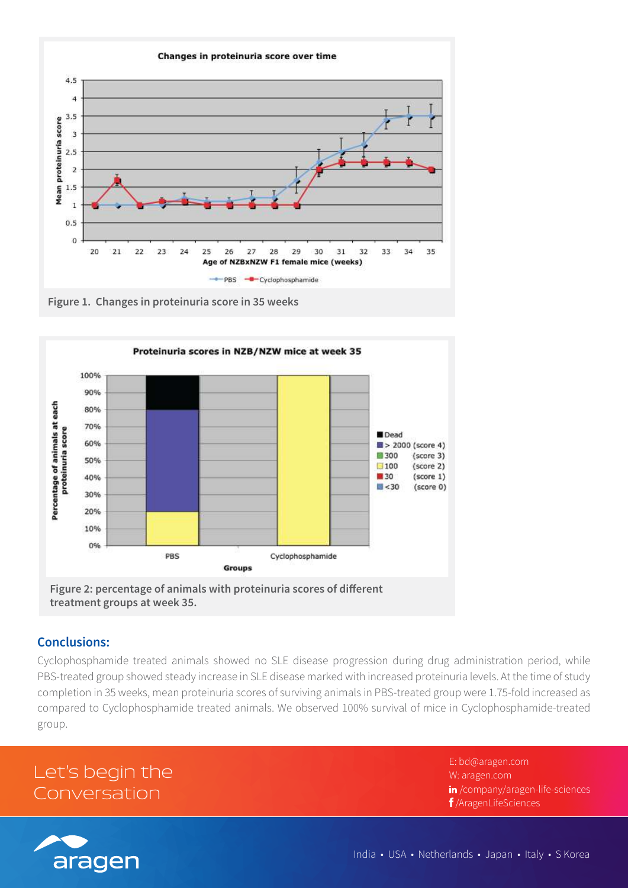Changes in proteinuria score over time

Mean proteinuria score

4.5
4
3.5
3
2.5
2
1.5
1
0.5
0

20 21 22 23 24 25 26 27 28 29 30 31 32 33 34 35

Age of NZBxNZW F1 female mice (weeks)

PBS
Cyclophosphamide

Figure 1. Changes in proteinuria score in 35 weeks

Proteinuria scores in NZB/NZW mice at week 35

Percentage of animals at each proteinuria score

100%
90%
80%
70%
60%
50%
40%
30%
20%
10%
0%

PBS
Cyclophosphamide

Groups

Dead
> 2000 (score 4)
300 (score 3)
100 (score 2)
30 (score 1)
<30 (score 0)

Figure 2: percentage of animals with proteinuria scores of different treatment groups at week 35.

## Conclusions:

Cyclophosphamide treated animals showed no SLE disease progression during drug administration period, while PBS-treated group showed steady increase in SLE disease marked with increased proteinuria levels. At the time of study completion in 35 weeks, mean proteinuria scores of surviving animals in PBS-treated group were 1.75-fold increased as compared to Cyclophosphamide treated animals. We observed 100% survival of mice in Cyclophosphamide-treated group.

Let's begin the Conversation

E: bd@aragen.com
W: aragen.com
in /company/aragen-life-sciences
f /AragenLifeSciences

aragen

India • USA • Netherlands • Japan • Italy • S Korea